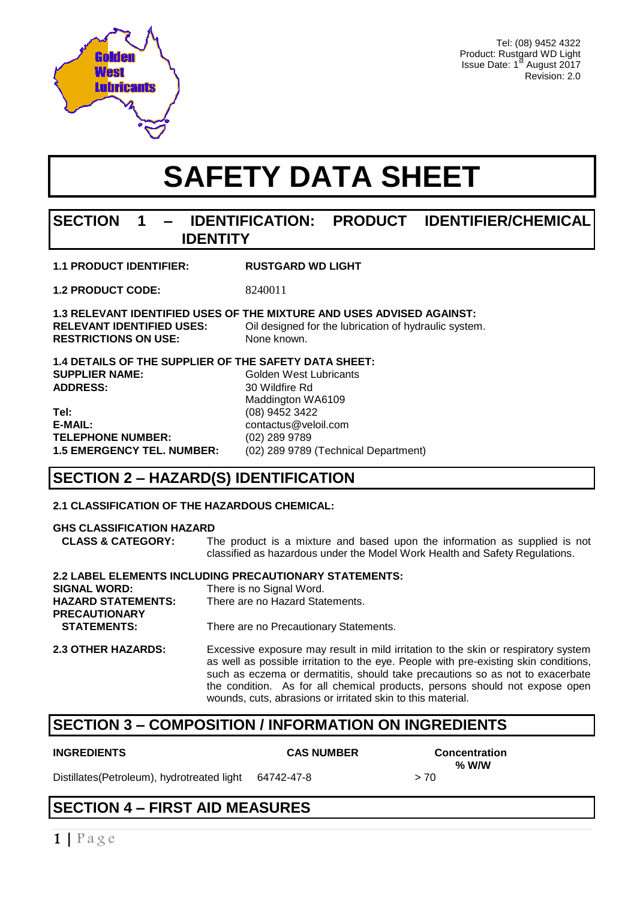Tel: (08) 9452 4322
Product: Rustgard WD Light
Issue Date: 1st August 2017
Revision: 2.0

# SAFETY DATA SHEET

## SECTION 1 – IDENTIFICATION: PRODUCT IDENTIFIER/CHEMICAL IDENTITY

**1.1 PRODUCT IDENTIFIER:** **RUSTGARD WD LIGHT**

**1.2 PRODUCT CODE:** 8240011

**1.3 RELEVANT IDENTIFIED USES OF THE MIXTURE AND USES ADVISED AGAINST:**
**RELEVANT IDENTIFIED USES:** Oil designed for the lubrication of hydraulic system.
**RESTRICTIONS ON USE:** None known.

**1.4 DETAILS OF THE SUPPLIER OF THE SAFETY DATA SHEET:**
**SUPPLIER NAME:** Golden West Lubricants
**ADDRESS:** 30 Wildfire Rd
Maddington WA6109
**Tel:** (08) 9452 3422
**E-MAIL:** contactus@veloil.com
**TELEPHONE NUMBER:** (02) 289 9789
**1.5 EMERGENCY TEL. NUMBER:** (02) 289 9789 (Technical Department)

## SECTION 2 – HAZARD(S) IDENTIFICATION

**2.1 CLASSIFICATION OF THE HAZARDOUS CHEMICAL:**

**GHS CLASSIFICATION HAZARD CLASS & CATEGORY:** The product is a mixture and based upon the information as supplied is not classified as hazardous under the Model Work Health and Safety Regulations.

**2.2 LABEL ELEMENTS INCLUDING PRECAUTIONARY STATEMENTS:**
**SIGNAL WORD:** There is no Signal Word.
**HAZARD STATEMENTS:** There are no Hazard Statements.
**PRECAUTIONARY STATEMENTS:** There are no Precautionary Statements.

**2.3 OTHER HAZARDS:** Excessive exposure may result in mild irritation to the skin or respiratory system as well as possible irritation to the eye. People with pre-existing skin conditions, such as eczema or dermatitis, should take precautions so as not to exacerbate the condition. As for all chemical products, persons should not expose open wounds, cuts, abrasions or irritated skin to this material.

## SECTION 3 – COMPOSITION / INFORMATION ON INGREDIENTS

| INGREDIENTS | CAS NUMBER | Concentration % W/W |
|---|---|---|
| Distillates(Petroleum), hydrotreated light | 64742-47-8 | > 70 |

## SECTION 4 – FIRST AID MEASURES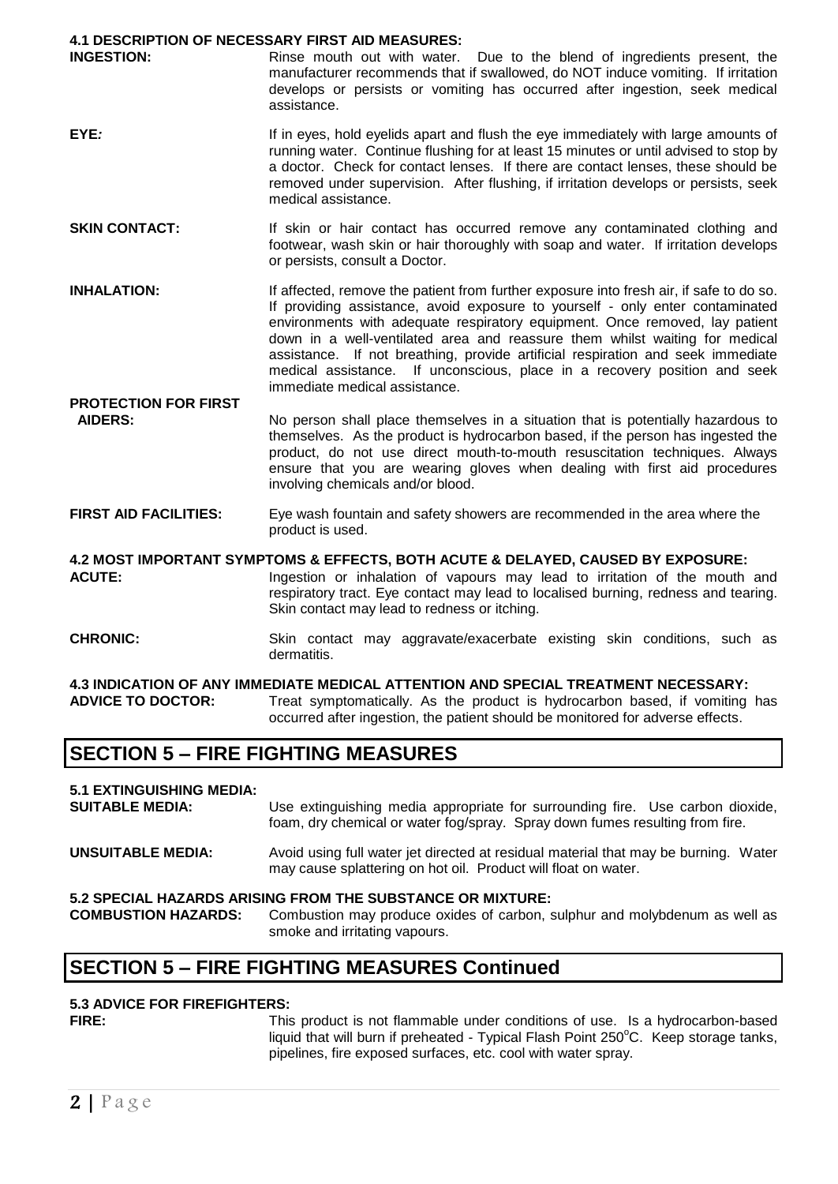### 4.1 DESCRIPTION OF NECESSARY FIRST AID MEASURES:

**INGESTION:** Rinse mouth out with water. Due to the blend of ingredients present, the manufacturer recommends that if swallowed, do NOT induce vomiting. If irritation develops or persists or vomiting has occurred after ingestion, seek medical assistance.

***EYE:*** If in eyes, hold eyelids apart and flush the eye immediately with large amounts of running water. Continue flushing for at least 15 minutes or until advised to stop by a doctor. Check for contact lenses. If there are contact lenses, these should be removed under supervision. After flushing, if irritation develops or persists, seek medical assistance.

**SKIN CONTACT:** If skin or hair contact has occurred remove any contaminated clothing and footwear, wash skin or hair thoroughly with soap and water. If irritation develops or persists, consult a Doctor.

**INHALATION:** If affected, remove the patient from further exposure into fresh air, if safe to do so. If providing assistance, avoid exposure to yourself - only enter contaminated environments with adequate respiratory equipment. Once removed, lay patient down in a well-ventilated area and reassure them whilst waiting for medical assistance. If not breathing, provide artificial respiration and seek immediate medical assistance. If unconscious, place in a recovery position and seek immediate medical assistance.

**PROTECTION FOR FIRST AIDERS:** No person shall place themselves in a situation that is potentially hazardous to themselves. As the product is hydrocarbon based, if the person has ingested the product, do not use direct mouth-to-mouth resuscitation techniques. Always ensure that you are wearing gloves when dealing with first aid procedures involving chemicals and/or blood.

**FIRST AID FACILITIES:** Eye wash fountain and safety showers are recommended in the area where the product is used.

### 4.2 MOST IMPORTANT SYMPTOMS & EFFECTS, BOTH ACUTE & DELAYED, CAUSED BY EXPOSURE:

**ACUTE:** Ingestion or inhalation of vapours may lead to irritation of the mouth and respiratory tract. Eye contact may lead to localised burning, redness and tearing. Skin contact may lead to redness or itching.

**CHRONIC:** Skin contact may aggravate/exacerbate existing skin conditions, such as dermatitis.

### 4.3 INDICATION OF ANY IMMEDIATE MEDICAL ATTENTION AND SPECIAL TREATMENT NECESSARY:

**ADVICE TO DOCTOR:** Treat symptomatically. As the product is hydrocarbon based, if vomiting has occurred after ingestion, the patient should be monitored for adverse effects.

## SECTION 5 – FIRE FIGHTING MEASURES

### 5.1 EXTINGUISHING MEDIA:

**SUITABLE MEDIA:** Use extinguishing media appropriate for surrounding fire. Use carbon dioxide, foam, dry chemical or water fog/spray. Spray down fumes resulting from fire.

**UNSUITABLE MEDIA:** Avoid using full water jet directed at residual material that may be burning. Water may cause splattering on hot oil. Product will float on water.

### 5.2 SPECIAL HAZARDS ARISING FROM THE SUBSTANCE OR MIXTURE:

**COMBUSTION HAZARDS:** Combustion may produce oxides of carbon, sulphur and molybdenum as well as smoke and irritating vapours.

## SECTION 5 – FIRE FIGHTING MEASURES Continued

### 5.3 ADVICE FOR FIREFIGHTERS:

**FIRE:** This product is not flammable under conditions of use. Is a hydrocarbon-based liquid that will burn if preheated - Typical Flash Point 250°C. Keep storage tanks, pipelines, fire exposed surfaces, etc. cool with water spray.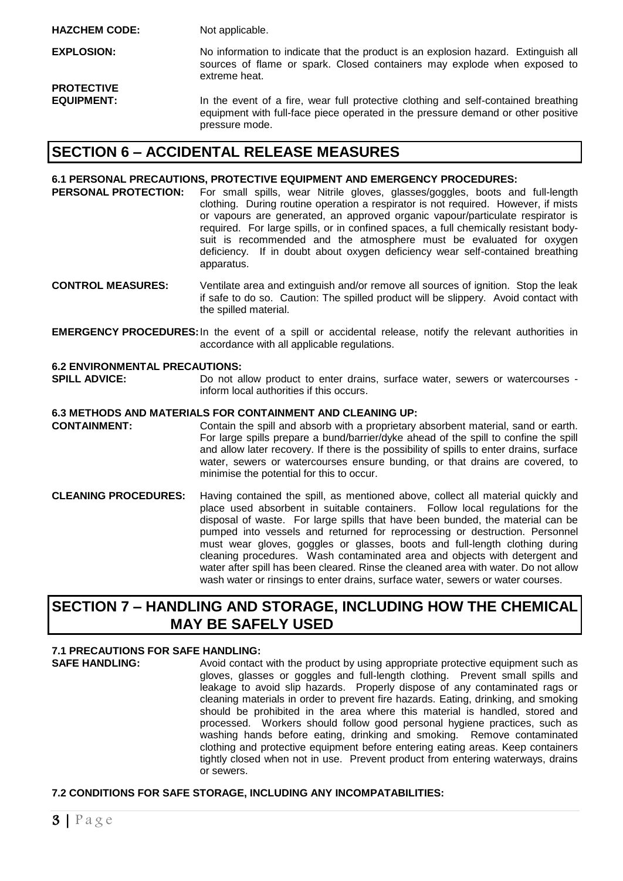**HAZCHEM CODE:** Not applicable.

**EXPLOSION:** No information to indicate that the product is an explosion hazard. Extinguish all sources of flame or spark. Closed containers may explode when exposed to extreme heat.

**PROTECTIVE EQUIPMENT:** In the event of a fire, wear full protective clothing and self-contained breathing equipment with full-face piece operated in the pressure demand or other positive pressure mode.

## SECTION 6 – ACCIDENTAL RELEASE MEASURES

### 6.1 PERSONAL PRECAUTIONS, PROTECTIVE EQUIPMENT AND EMERGENCY PROCEDURES:

**PERSONAL PROTECTION:** For small spills, wear Nitrile gloves, glasses/goggles, boots and full-length clothing. During routine operation a respirator is not required. However, if mists or vapours are generated, an approved organic vapour/particulate respirator is required. For large spills, or in confined spaces, a full chemically resistant body-suit is recommended and the atmosphere must be evaluated for oxygen deficiency. If in doubt about oxygen deficiency wear self-contained breathing apparatus.

**CONTROL MEASURES:** Ventilate area and extinguish and/or remove all sources of ignition. Stop the leak if safe to do so. Caution: The spilled product will be slippery. Avoid contact with the spilled material.

**EMERGENCY PROCEDURES:** In the event of a spill or accidental release, notify the relevant authorities in accordance with all applicable regulations.

### 6.2 ENVIRONMENTAL PRECAUTIONS:

**SPILL ADVICE:** Do not allow product to enter drains, surface water, sewers or watercourses - inform local authorities if this occurs.

### 6.3 METHODS AND MATERIALS FOR CONTAINMENT AND CLEANING UP:

**CONTAINMENT:** Contain the spill and absorb with a proprietary absorbent material, sand or earth. For large spills prepare a bund/barrier/dyke ahead of the spill to confine the spill and allow later recovery. If there is the possibility of spills to enter drains, surface water, sewers or watercourses ensure bunding, or that drains are covered, to minimise the potential for this to occur.

**CLEANING PROCEDURES:** Having contained the spill, as mentioned above, collect all material quickly and place used absorbent in suitable containers. Follow local regulations for the disposal of waste. For large spills that have been bunded, the material can be pumped into vessels and returned for reprocessing or destruction. Personnel must wear gloves, goggles or glasses, boots and full-length clothing during cleaning procedures. Wash contaminated area and objects with detergent and water after spill has been cleared. Rinse the cleaned area with water. Do not allow wash water or rinsings to enter drains, surface water, sewers or water courses.

## SECTION 7 – HANDLING AND STORAGE, INCLUDING HOW THE CHEMICAL MAY BE SAFELY USED

### 7.1 PRECAUTIONS FOR SAFE HANDLING:

**SAFE HANDLING:** Avoid contact with the product by using appropriate protective equipment such as gloves, glasses or goggles and full-length clothing. Prevent small spills and leakage to avoid slip hazards. Properly dispose of any contaminated rags or cleaning materials in order to prevent fire hazards. Eating, drinking, and smoking should be prohibited in the area where this material is handled, stored and processed. Workers should follow good personal hygiene practices, such as washing hands before eating, drinking and smoking. Remove contaminated clothing and protective equipment before entering eating areas. Keep containers tightly closed when not in use. Prevent product from entering waterways, drains or sewers.

### 7.2 CONDITIONS FOR SAFE STORAGE, INCLUDING ANY INCOMPATABILITIES: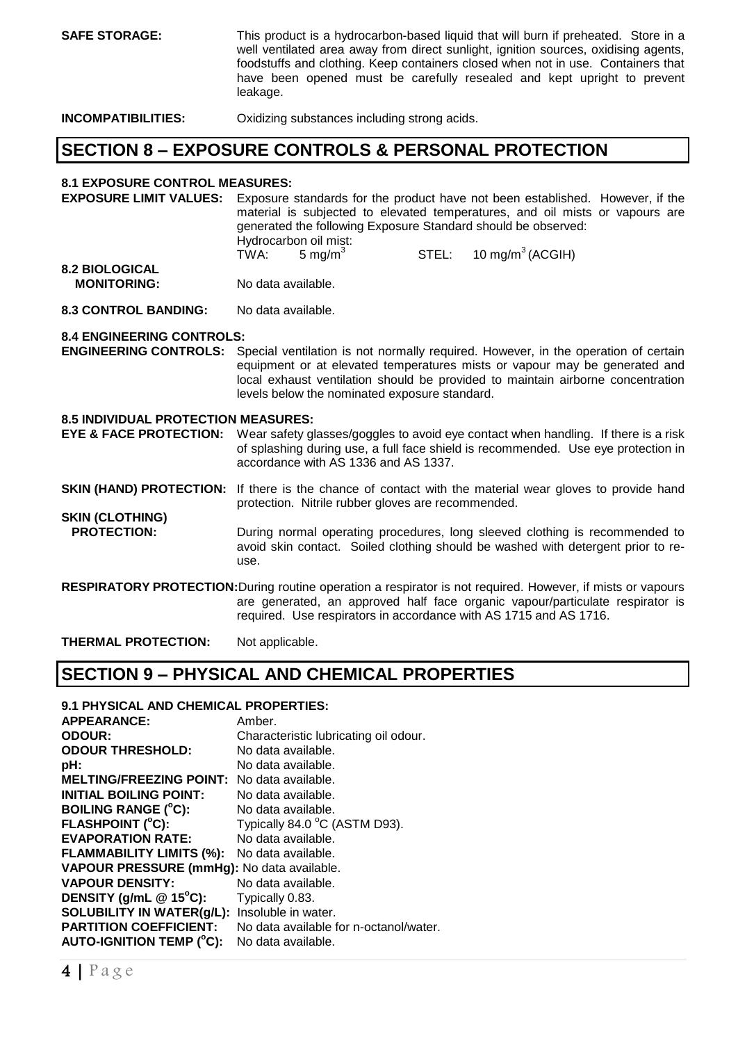**SAFE STORAGE:** This product is a hydrocarbon-based liquid that will burn if preheated. Store in a well ventilated area away from direct sunlight, ignition sources, oxidising agents, foodstuffs and clothing. Keep containers closed when not in use. Containers that have been opened must be carefully resealed and kept upright to prevent leakage.

**INCOMPATIBILITIES:** Oxidizing substances including strong acids.

## SECTION 8 – EXPOSURE CONTROLS & PERSONAL PROTECTION

### 8.1 EXPOSURE CONTROL MEASURES:

**EXPOSURE LIMIT VALUES:** Exposure standards for the product have not been established. However, if the material is subjected to elevated temperatures, and oil mists or vapours are generated the following Exposure Standard should be observed:

Hydrocarbon oil mist:
TWA: 5 $mg/m^3$ STEL: 10 $mg/m^3$ (ACGIH)

**8.2 BIOLOGICAL MONITORING:** No data available.

**8.3 CONTROL BANDING:** No data available.

### 8.4 ENGINEERING CONTROLS:

**ENGINEERING CONTROLS:** Special ventilation is not normally required. However, in the operation of certain equipment or at elevated temperatures mists or vapour may be generated and local exhaust ventilation should be provided to maintain airborne concentration levels below the nominated exposure standard.

### 8.5 INDIVIDUAL PROTECTION MEASURES:

**EYE & FACE PROTECTION:** Wear safety glasses/goggles to avoid eye contact when handling. If there is a risk of splashing during use, a full face shield is recommended. Use eye protection in accordance with AS 1336 and AS 1337.

**SKIN (HAND) PROTECTION:** If there is the chance of contact with the material wear gloves to provide hand protection. Nitrile rubber gloves are recommended.

**SKIN (CLOTHING) PROTECTION:** During normal operating procedures, long sleeved clothing is recommended to avoid skin contact. Soiled clothing should be washed with detergent prior to re-use.

**RESPIRATORY PROTECTION:** During routine operation a respirator is not required. However, if mists or vapours are generated, an approved half face organic vapour/particulate respirator is required. Use respirators in accordance with AS 1715 and AS 1716.

**THERMAL PROTECTION:** Not applicable.

## SECTION 9 – PHYSICAL AND CHEMICAL PROPERTIES

### 9.1 PHYSICAL AND CHEMICAL PROPERTIES:

**APPEARANCE:** Amber.
**ODOUR:** Characteristic lubricating oil odour.
**ODOUR THRESHOLD:** No data available.
**pH:** No data available.
**MELTING/FREEZING POINT:** No data available.
**INITIAL BOILING POINT:** No data available.
**BOILING RANGE (°C):** No data available.
**FLASHPOINT (°C):** Typically 84.0 °C (ASTM D93).
**EVAPORATION RATE:** No data available.
**FLAMMABILITY LIMITS (%):** No data available.
**VAPOUR PRESSURE (mmHg):** No data available.
**VAPOUR DENSITY:** No data available.
**DENSITY (g/mL @ 15°C):** Typically 0.83.
**SOLUBILITY IN WATER(g/L):** Insoluble in water.
**PARTITION COEFFICIENT:** No data available for n-octanol/water.
**AUTO-IGNITION TEMP (°C):** No data available.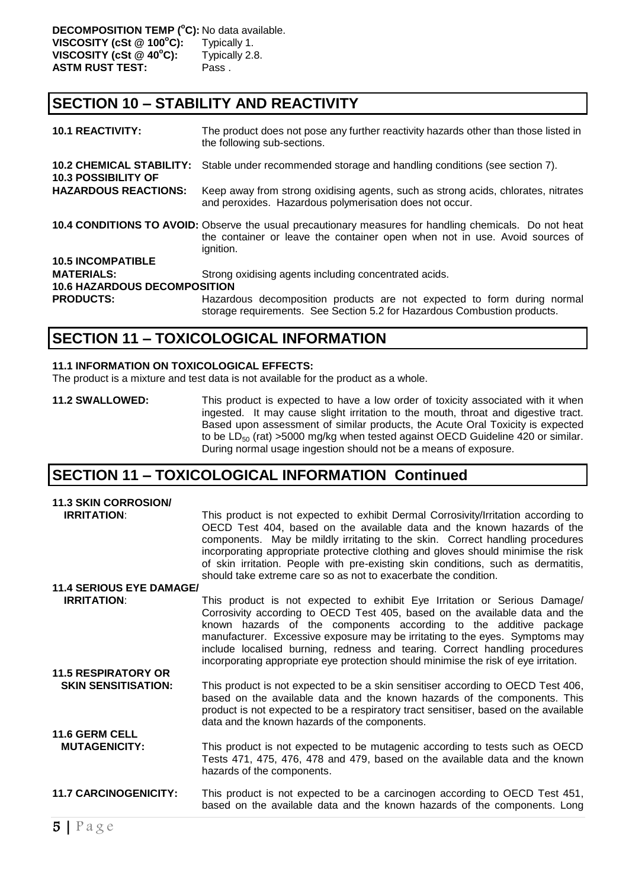**DECOMPOSITION TEMP (°C):** No data available.
**VISCOSITY (cSt @ 100°C):** Typically 1.
**VISCOSITY (cSt @ 40°C):** Typically 2.8.
**ASTM RUST TEST:** Pass .

## SECTION 10 – STABILITY AND REACTIVITY

**10.1 REACTIVITY:** The product does not pose any further reactivity hazards other than those listed in the following sub-sections.

**10.2 CHEMICAL STABILITY:** Stable under recommended storage and handling conditions (see section 7).

**10.3 POSSIBILITY OF HAZARDOUS REACTIONS:** Keep away from strong oxidising agents, such as strong acids, chlorates, nitrates and peroxides. Hazardous polymerisation does not occur.

**10.4 CONDITIONS TO AVOID:** Observe the usual precautionary measures for handling chemicals. Do not heat the container or leave the container open when not in use. Avoid sources of ignition.

**10.5 INCOMPATIBLE MATERIALS:** Strong oxidising agents including concentrated acids.

**10.6 HAZARDOUS DECOMPOSITION PRODUCTS:** Hazardous decomposition products are not expected to form during normal storage requirements. See Section 5.2 for Hazardous Combustion products.

## SECTION 11 – TOXICOLOGICAL INFORMATION

**11.1 INFORMATION ON TOXICOLOGICAL EFFECTS:**
The product is a mixture and test data is not available for the product as a whole.

**11.2 SWALLOWED:** This product is expected to have a low order of toxicity associated with it when ingested. It may cause slight irritation to the mouth, throat and digestive tract. Based upon assessment of similar products, the Acute Oral Toxicity is expected to be $LD_{50}$ (rat) >5000 mg/kg when tested against OECD Guideline 420 or similar. During normal usage ingestion should not be a means of exposure.

## SECTION 11 – TOXICOLOGICAL INFORMATION Continued

**11.3 SKIN CORROSION/ IRRITATION**: This product is not expected to exhibit Dermal Corrosivity/Irritation according to OECD Test 404, based on the available data and the known hazards of the components. May be mildly irritating to the skin. Correct handling procedures incorporating appropriate protective clothing and gloves should minimise the risk of skin irritation. People with pre-existing skin conditions, such as dermatitis, should take extreme care so as not to exacerbate the condition.

**11.4 SERIOUS EYE DAMAGE/ IRRITATION**: This product is not expected to exhibit Eye Irritation or Serious Damage/ Corrosivity according to OECD Test 405, based on the available data and the known hazards of the components according to the additive package manufacturer. Excessive exposure may be irritating to the eyes. Symptoms may include localised burning, redness and tearing. Correct handling procedures incorporating appropriate eye protection should minimise the risk of eye irritation.

**11.5 RESPIRATORY OR SKIN SENSITISATION:** This product is not expected to be a skin sensitiser according to OECD Test 406, based on the available data and the known hazards of the components. This product is not expected to be a respiratory tract sensitiser, based on the available data and the known hazards of the components.

**11.6 GERM CELL MUTAGENICITY:** This product is not expected to be mutagenic according to tests such as OECD Tests 471, 475, 476, 478 and 479, based on the available data and the known hazards of the components.

**11.7 CARCINOGENICITY:** This product is not expected to be a carcinogen according to OECD Test 451, based on the available data and the known hazards of the components. Long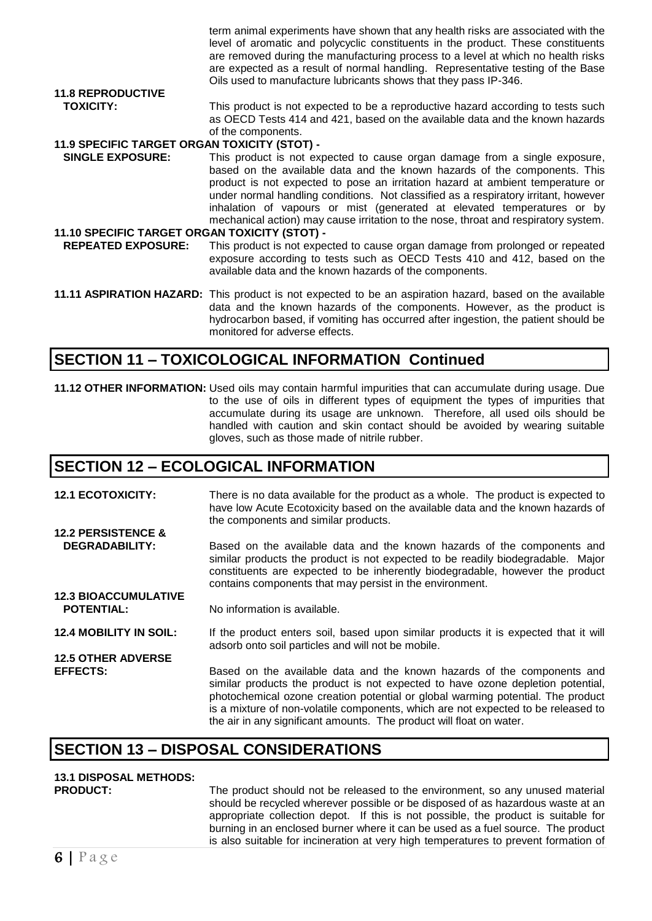term animal experiments have shown that any health risks are associated with the level of aromatic and polycyclic constituents in the product. These constituents are removed during the manufacturing process to a level at which no health risks are expected as a result of normal handling. Representative testing of the Base Oils used to manufacture lubricants shows that they pass IP-346.

**11.8 REPRODUCTIVE TOXICITY:** This product is not expected to be a reproductive hazard according to tests such as OECD Tests 414 and 421, based on the available data and the known hazards of the components.

**11.9 SPECIFIC TARGET ORGAN TOXICITY (STOT) - SINGLE EXPOSURE:** This product is not expected to cause organ damage from a single exposure, based on the available data and the known hazards of the components. This product is not expected to pose an irritation hazard at ambient temperature or under normal handling conditions. Not classified as a respiratory irritant, however inhalation of vapours or mist (generated at elevated temperatures or by mechanical action) may cause irritation to the nose, throat and respiratory system.

**11.10 SPECIFIC TARGET ORGAN TOXICITY (STOT) - REPEATED EXPOSURE:** This product is not expected to cause organ damage from prolonged or repeated exposure according to tests such as OECD Tests 410 and 412, based on the available data and the known hazards of the components.

**11.11 ASPIRATION HAZARD:** This product is not expected to be an aspiration hazard, based on the available data and the known hazards of the components. However, as the product is hydrocarbon based, if vomiting has occurred after ingestion, the patient should be monitored for adverse effects.

## SECTION 11 – TOXICOLOGICAL INFORMATION Continued

**11.12 OTHER INFORMATION:** Used oils may contain harmful impurities that can accumulate during usage. Due to the use of oils in different types of equipment the types of impurities that accumulate during its usage are unknown. Therefore, all used oils should be handled with caution and skin contact should be avoided by wearing suitable gloves, such as those made of nitrile rubber.

## SECTION 12 – ECOLOGICAL INFORMATION

**12.1 ECOTOXICITY:** There is no data available for the product as a whole. The product is expected to have low Acute Ecotoxicity based on the available data and the known hazards of the components and similar products.

**12.2 PERSISTENCE & DEGRADABILITY:** Based on the available data and the known hazards of the components and similar products the product is not expected to be readily biodegradable. Major constituents are expected to be inherently biodegradable, however the product contains components that may persist in the environment.

**12.3 BIOACCUMULATIVE POTENTIAL:** No information is available.

**12.4 MOBILITY IN SOIL:** If the product enters soil, based upon similar products it is expected that it will adsorb onto soil particles and will not be mobile.

**12.5 OTHER ADVERSE EFFECTS:** Based on the available data and the known hazards of the components and similar products the product is not expected to have ozone depletion potential, photochemical ozone creation potential or global warming potential. The product is a mixture of non-volatile components, which are not expected to be released to the air in any significant amounts. The product will float on water.

## SECTION 13 – DISPOSAL CONSIDERATIONS

**13.1 DISPOSAL METHODS:**

**PRODUCT:** The product should not be released to the environment, so any unused material should be recycled wherever possible or be disposed of as hazardous waste at an appropriate collection depot. If this is not possible, the product is suitable for burning in an enclosed burner where it can be used as a fuel source. The product is also suitable for incineration at very high temperatures to prevent formation of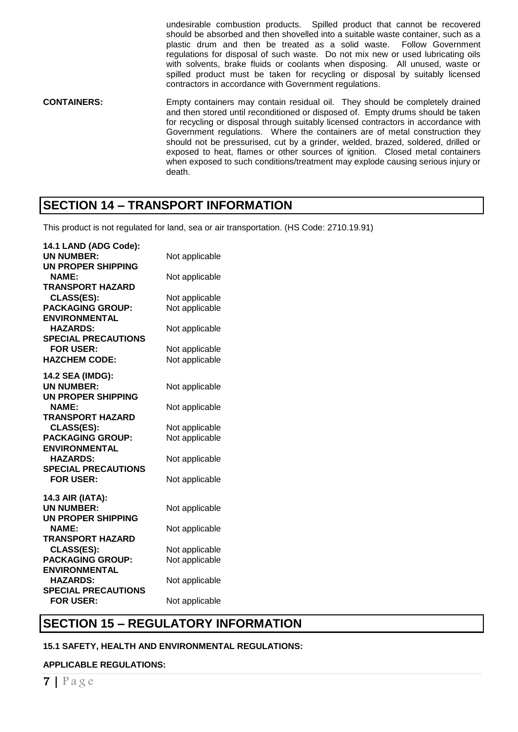undesirable combustion products. Spilled product that cannot be recovered should be absorbed and then shovelled into a suitable waste container, such as a plastic drum and then be treated as a solid waste. Follow Government regulations for disposal of such waste. Do not mix new or used lubricating oils with solvents, brake fluids or coolants when disposing. All unused, waste or spilled product must be taken for recycling or disposal by suitably licensed contractors in accordance with Government regulations.

**CONTAINERS:** Empty containers may contain residual oil. They should be completely drained and then stored until reconditioned or disposed of. Empty drums should be taken for recycling or disposal through suitably licensed contractors in accordance with Government regulations. Where the containers are of metal construction they should not be pressurised, cut by a grinder, welded, brazed, soldered, drilled or exposed to heat, flames or other sources of ignition. Closed metal containers when exposed to such conditions/treatment may explode causing serious injury or death.

## SECTION 14 – TRANSPORT INFORMATION

This product is not regulated for land, sea or air transportation. (HS Code: 2710.19.91)

**14.1 LAND (ADG Code):**

| | |
|---|---|
| **UN NUMBER:** | Not applicable |
| **UN PROPER SHIPPING NAME:** | Not applicable |
| **TRANSPORT HAZARD CLASS(ES):** | Not applicable |
| **PACKAGING GROUP:** | Not applicable |
| **ENVIRONMENTAL HAZARDS:** | Not applicable |
| **SPECIAL PRECAUTIONS FOR USER:** | Not applicable |
| **HAZCHEM CODE:** | Not applicable |

**14.2 SEA (IMDG):**

| | |
|---|---|
| **UN NUMBER:** | Not applicable |
| **UN PROPER SHIPPING NAME:** | Not applicable |
| **TRANSPORT HAZARD CLASS(ES):** | Not applicable |
| **PACKAGING GROUP:** | Not applicable |
| **ENVIRONMENTAL HAZARDS:** | Not applicable |
| **SPECIAL PRECAUTIONS FOR USER:** | Not applicable |

**14.3 AIR (IATA):**

| | |
|---|---|
| **UN NUMBER:** | Not applicable |
| **UN PROPER SHIPPING NAME:** | Not applicable |
| **TRANSPORT HAZARD CLASS(ES):** | Not applicable |
| **PACKAGING GROUP:** | Not applicable |
| **ENVIRONMENTAL HAZARDS:** | Not applicable |
| **SPECIAL PRECAUTIONS FOR USER:** | Not applicable |

## SECTION 15 – REGULATORY INFORMATION

**15.1 SAFETY, HEALTH AND ENVIRONMENTAL REGULATIONS:**

**APPLICABLE REGULATIONS:**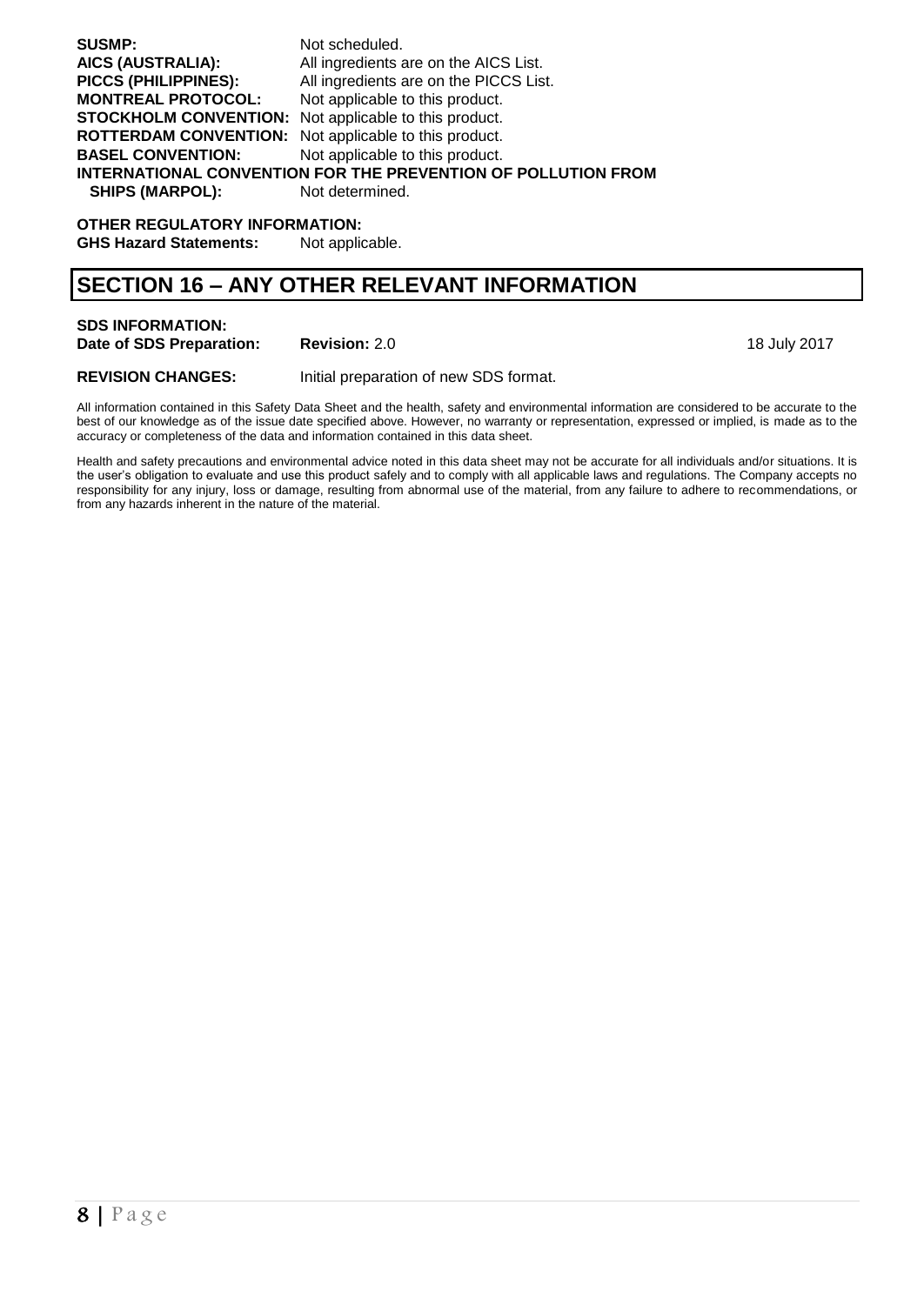**SUSMP:** Not scheduled.
**AICS (AUSTRALIA):** All ingredients are on the AICS List.
**PICCS (PHILIPPINES):** All ingredients are on the PICCS List.
**MONTREAL PROTOCOL:** Not applicable to this product.
**STOCKHOLM CONVENTION:** Not applicable to this product.
**ROTTERDAM CONVENTION:** Not applicable to this product.
**BASEL CONVENTION:** Not applicable to this product.
**INTERNATIONAL CONVENTION FOR THE PREVENTION OF POLLUTION FROM SHIPS (MARPOL):** Not determined.

**OTHER REGULATORY INFORMATION:**
**GHS Hazard Statements:** Not applicable.

## SECTION 16 – ANY OTHER RELEVANT INFORMATION

**SDS INFORMATION:**
**Date of SDS Preparation:** **Revision:** 2.0 18 July 2017

**REVISION CHANGES:** Initial preparation of new SDS format.

All information contained in this Safety Data Sheet and the health, safety and environmental information are considered to be accurate to the best of our knowledge as of the issue date specified above. However, no warranty or representation, expressed or implied, is made as to the accuracy or completeness of the data and information contained in this data sheet.

Health and safety precautions and environmental advice noted in this data sheet may not be accurate for all individuals and/or situations. It is the user's obligation to evaluate and use this product safely and to comply with all applicable laws and regulations. The Company accepts no responsibility for any injury, loss or damage, resulting from abnormal use of the material, from any failure to adhere to recommendations, or from any hazards inherent in the nature of the material.